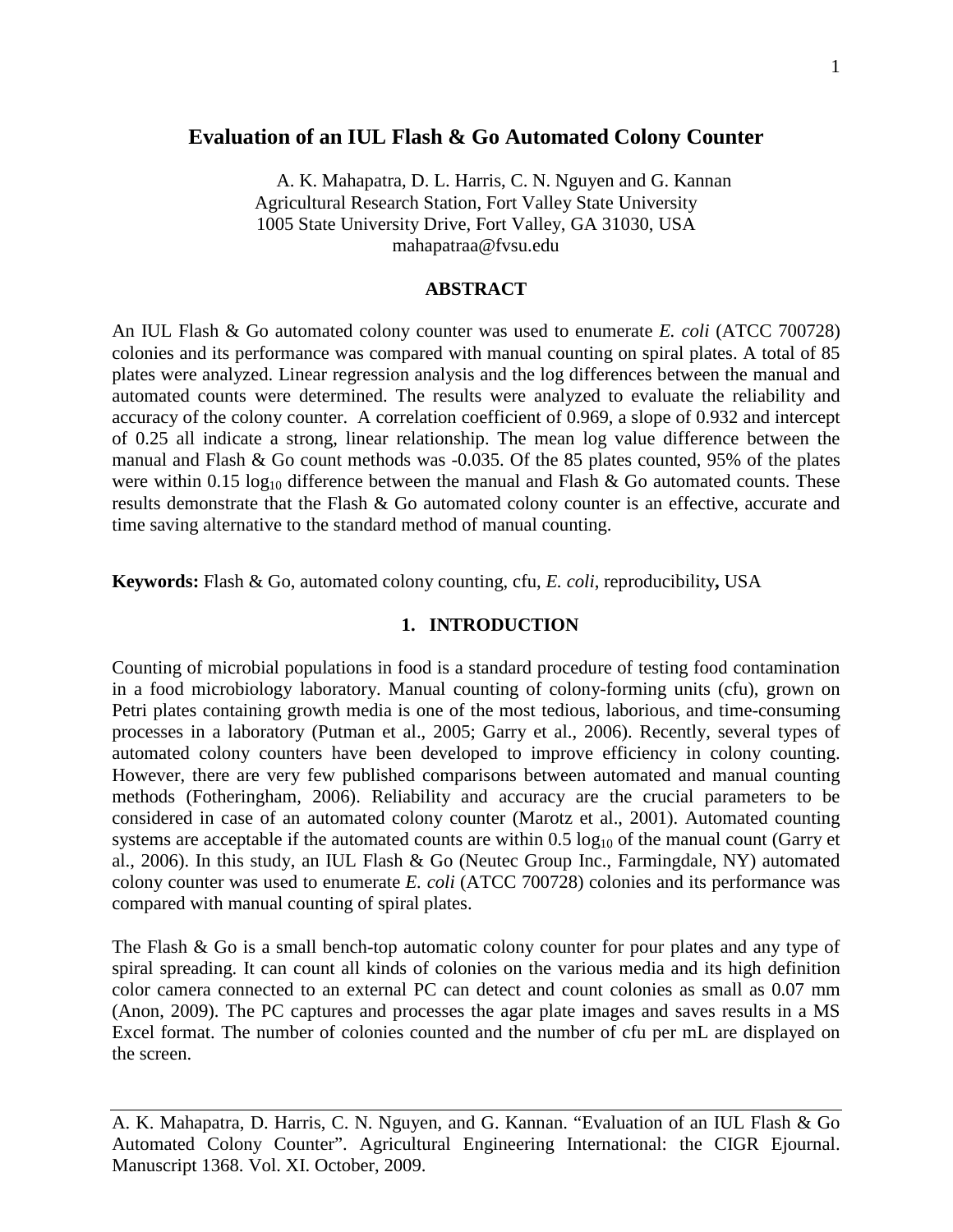# Evaluation of an IUL Flash & Go Automated Colony Counter

A. K. Mahapatra, D. L. Harris, C. N. Nguyen and G. Kannan
Agricultural Research Station, Fort Valley State University
1005 State University Drive, Fort Valley, GA 31030, USA
mahapatraa@fvsu.edu

## ABSTRACT

An IUL Flash & Go automated colony counter was used to enumerate *E. coli* (ATCC 700728) colonies and its performance was compared with manual counting on spiral plates. A total of 85 plates were analyzed. Linear regression analysis and the log differences between the manual and automated counts were determined. The results were analyzed to evaluate the reliability and accuracy of the colony counter. A correlation coefficient of 0.969, a slope of 0.932 and intercept of 0.25 all indicate a strong, linear relationship. The mean log value difference between the manual and Flash & Go count methods was -0.035. Of the 85 plates counted, 95% of the plates were within 0.15 $\log_{10}$ difference between the manual and Flash & Go automated counts. These results demonstrate that the Flash & Go automated colony counter is an effective, accurate and time saving alternative to the standard method of manual counting.

**Keywords:** Flash & Go, automated colony counting, cfu, *E. coli*, reproducibility**,** USA

## 1. INTRODUCTION

Counting of microbial populations in food is a standard procedure of testing food contamination in a food microbiology laboratory. Manual counting of colony-forming units (cfu), grown on Petri plates containing growth media is one of the most tedious, laborious, and time-consuming processes in a laboratory (Putman et al., 2005; Garry et al., 2006). Recently, several types of automated colony counters have been developed to improve efficiency in colony counting. However, there are very few published comparisons between automated and manual counting methods (Fotheringham, 2006). Reliability and accuracy are the crucial parameters to be considered in case of an automated colony counter (Marotz et al., 2001). Automated counting systems are acceptable if the automated counts are within 0.5 $\log_{10}$ of the manual count (Garry et al., 2006). In this study, an IUL Flash & Go (Neutec Group Inc., Farmingdale, NY) automated colony counter was used to enumerate *E. coli* (ATCC 700728) colonies and its performance was compared with manual counting of spiral plates.

The Flash & Go is a small bench-top automatic colony counter for pour plates and any type of spiral spreading. It can count all kinds of colonies on the various media and its high definition color camera connected to an external PC can detect and count colonies as small as 0.07 mm (Anon, 2009). The PC captures and processes the agar plate images and saves results in a MS Excel format. The number of colonies counted and the number of cfu per mL are displayed on the screen.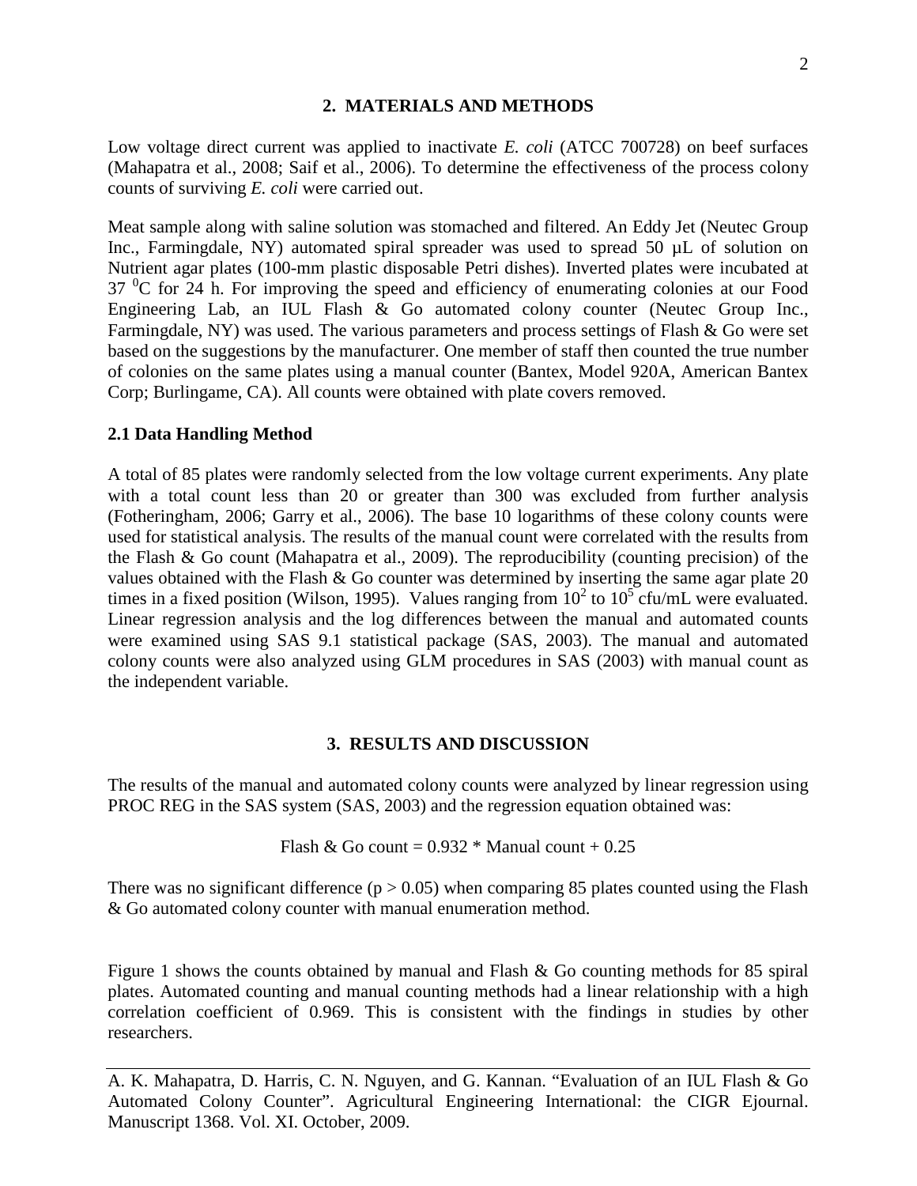## 2. MATERIALS AND METHODS

Low voltage direct current was applied to inactivate *E. coli* (ATCC 700728) on beef surfaces (Mahapatra et al., 2008; Saif et al., 2006). To determine the effectiveness of the process colony counts of surviving *E. coli* were carried out.

Meat sample along with saline solution was stomached and filtered. An Eddy Jet (Neutec Group Inc., Farmingdale, NY) automated spiral spreader was used to spread 50 µL of solution on Nutrient agar plates (100-mm plastic disposable Petri dishes). Inverted plates were incubated at 37 $^{0}$C for 24 h. For improving the speed and efficiency of enumerating colonies at our Food Engineering Lab, an IUL Flash & Go automated colony counter (Neutec Group Inc., Farmingdale, NY) was used. The various parameters and process settings of Flash & Go were set based on the suggestions by the manufacturer. One member of staff then counted the true number of colonies on the same plates using a manual counter (Bantex, Model 920A, American Bantex Corp; Burlingame, CA). All counts were obtained with plate covers removed.

### 2.1 Data Handling Method

A total of 85 plates were randomly selected from the low voltage current experiments. Any plate with a total count less than 20 or greater than 300 was excluded from further analysis (Fotheringham, 2006; Garry et al., 2006). The base 10 logarithms of these colony counts were used for statistical analysis. The results of the manual count were correlated with the results from the Flash & Go count (Mahapatra et al., 2009). The reproducibility (counting precision) of the values obtained with the Flash & Go counter was determined by inserting the same agar plate 20 times in a fixed position (Wilson, 1995). Values ranging from $10^2$ to $10^5$ cfu/mL were evaluated. Linear regression analysis and the log differences between the manual and automated counts were examined using SAS 9.1 statistical package (SAS, 2003). The manual and automated colony counts were also analyzed using GLM procedures in SAS (2003) with manual count as the independent variable.

## 3. RESULTS AND DISCUSSION

The results of the manual and automated colony counts were analyzed by linear regression using PROC REG in the SAS system (SAS, 2003) and the regression equation obtained was:

$$\text{Flash \& Go count} = 0.932 * \text{Manual count} + 0.25$$

There was no significant difference ($p > 0.05$) when comparing 85 plates counted using the Flash & Go automated colony counter with manual enumeration method.

Figure 1 shows the counts obtained by manual and Flash & Go counting methods for 85 spiral plates. Automated counting and manual counting methods had a linear relationship with a high correlation coefficient of 0.969. This is consistent with the findings in studies by other researchers.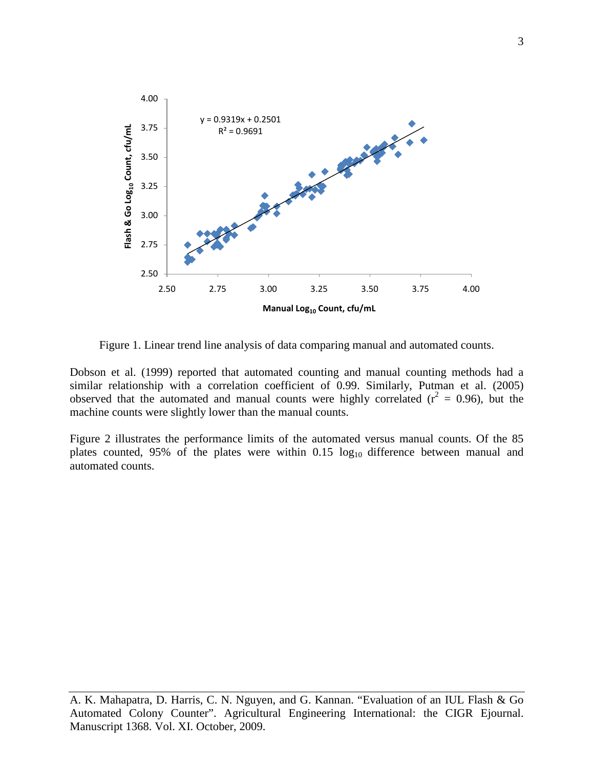Figure 1. Linear trend line analysis of data comparing manual and automated counts.

Dobson et al. (1999) reported that automated counting and manual counting methods had a similar relationship with a correlation coefficient of 0.99. Similarly, Putman et al. (2005) observed that the automated and manual counts were highly correlated ($r^2 = 0.96$), but the machine counts were slightly lower than the manual counts.

Figure 2 illustrates the performance limits of the automated versus manual counts. Of the 85 plates counted, 95% of the plates were within 0.15 $log_{10}$ difference between manual and automated counts.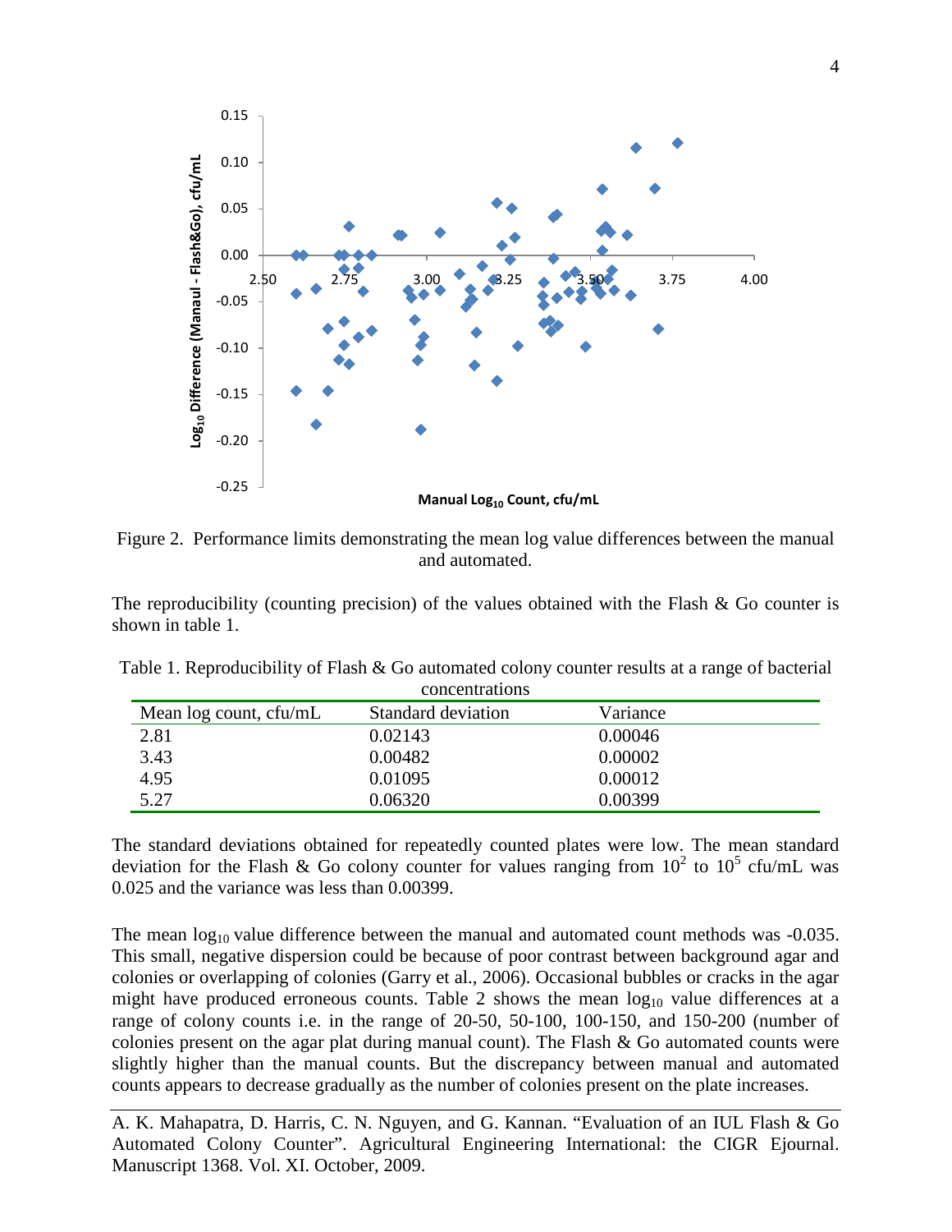Figure 2. Performance limits demonstrating the mean log value differences between the manual and automated.

The reproducibility (counting precision) of the values obtained with the Flash & Go counter is shown in table 1.

Table 1. Reproducibility of Flash & Go automated colony counter results at a range of bacterial concentrations

| Mean log count, cfu/mL | Standard deviation | Variance |
|---|---|---|
| 2.81 | 0.02143 | 0.00046 |
| 3.43 | 0.00482 | 0.00002 |
| 4.95 | 0.01095 | 0.00012 |
| 5.27 | 0.06320 | 0.00399 |

The standard deviations obtained for repeatedly counted plates were low. The mean standard deviation for the Flash & Go colony counter for values ranging from $10^2$ to $10^5$ cfu/mL was 0.025 and the variance was less than 0.00399.

The mean $\log_{10}$ value difference between the manual and automated count methods was -0.035. This small, negative dispersion could be because of poor contrast between background agar and colonies or overlapping of colonies (Garry et al., 2006). Occasional bubbles or cracks in the agar might have produced erroneous counts. Table 2 shows the mean $\log_{10}$ value differences at a range of colony counts i.e. in the range of 20-50, 50-100, 100-150, and 150-200 (number of colonies present on the agar plat during manual count). The Flash & Go automated counts were slightly higher than the manual counts. But the discrepancy between manual and automated counts appears to decrease gradually as the number of colonies present on the plate increases.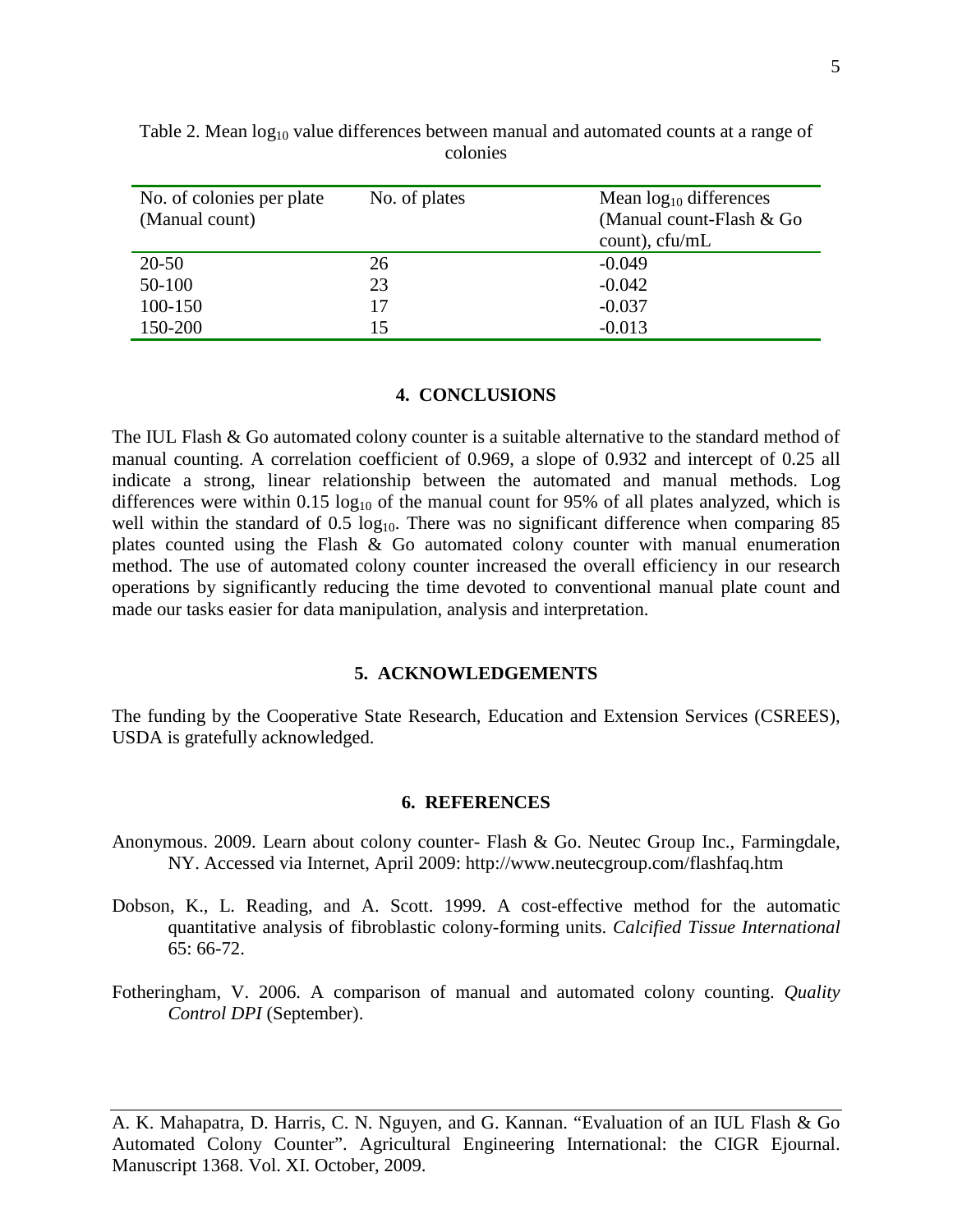Table 2. Mean $\log_{10}$ value differences between manual and automated counts at a range of colonies

| No. of colonies per plate (Manual count) | No. of plates | Mean $\log_{10}$ differences (Manual count-Flash & Go count), cfu/mL |
|---|---|---|
| 20-50 | 26 | -0.049 |
| 50-100 | 23 | -0.042 |
| 100-150 | 17 | -0.037 |
| 150-200 | 15 | -0.013 |

## 4. CONCLUSIONS

The IUL Flash & Go automated colony counter is a suitable alternative to the standard method of manual counting. A correlation coefficient of 0.969, a slope of 0.932 and intercept of 0.25 all indicate a strong, linear relationship between the automated and manual methods. Log differences were within 0.15 $\log_{10}$ of the manual count for 95% of all plates analyzed, which is well within the standard of 0.5 $\log_{10}$. There was no significant difference when comparing 85 plates counted using the Flash & Go automated colony counter with manual enumeration method. The use of automated colony counter increased the overall efficiency in our research operations by significantly reducing the time devoted to conventional manual plate count and made our tasks easier for data manipulation, analysis and interpretation.

## 5. ACKNOWLEDGEMENTS

The funding by the Cooperative State Research, Education and Extension Services (CSREES), USDA is gratefully acknowledged.

## 6. REFERENCES

Anonymous. 2009. Learn about colony counter- Flash & Go. Neutec Group Inc., Farmingdale, NY. Accessed via Internet, April 2009: http://www.neutecgroup.com/flashfaq.htm

Dobson, K., L. Reading, and A. Scott. 1999. A cost-effective method for the automatic quantitative analysis of fibroblastic colony-forming units. *Calcified Tissue International* 65: 66-72.

Fotheringham, V. 2006. A comparison of manual and automated colony counting. *Quality Control DPI* (September).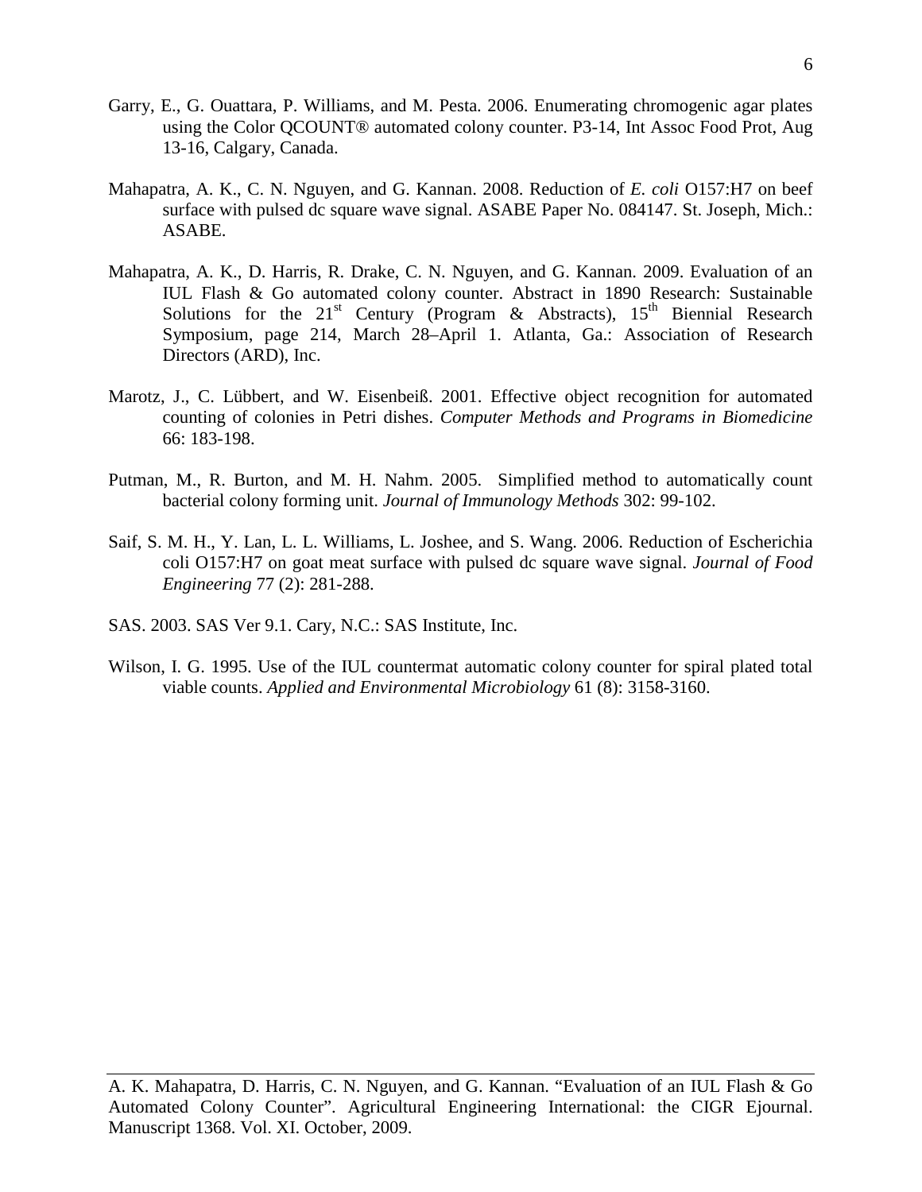Garry, E., G. Ouattara, P. Williams, and M. Pesta. 2006. Enumerating chromogenic agar plates using the Color QCOUNT® automated colony counter. P3-14, Int Assoc Food Prot, Aug 13-16, Calgary, Canada.

Mahapatra, A. K., C. N. Nguyen, and G. Kannan. 2008. Reduction of *E. coli* O157:H7 on beef surface with pulsed dc square wave signal. ASABE Paper No. 084147. St. Joseph, Mich.: ASABE.

Mahapatra, A. K., D. Harris, R. Drake, C. N. Nguyen, and G. Kannan. 2009. Evaluation of an IUL Flash & Go automated colony counter. Abstract in 1890 Research: Sustainable Solutions for the 21st Century (Program & Abstracts), 15th Biennial Research Symposium, page 214, March 28–April 1. Atlanta, Ga.: Association of Research Directors (ARD), Inc.

Marotz, J., C. Lübbert, and W. Eisenbeiß. 2001. Effective object recognition for automated counting of colonies in Petri dishes. *Computer Methods and Programs in Biomedicine* 66: 183-198.

Putman, M., R. Burton, and M. H. Nahm. 2005. Simplified method to automatically count bacterial colony forming unit. *Journal of Immunology Methods* 302: 99-102.

Saif, S. M. H., Y. Lan, L. L. Williams, L. Joshee, and S. Wang. 2006. Reduction of Escherichia coli O157:H7 on goat meat surface with pulsed dc square wave signal. *Journal of Food Engineering* 77 (2): 281-288.

SAS. 2003. SAS Ver 9.1. Cary, N.C.: SAS Institute, Inc.

Wilson, I. G. 1995. Use of the IUL countermat automatic colony counter for spiral plated total viable counts. *Applied and Environmental Microbiology* 61 (8): 3158-3160.